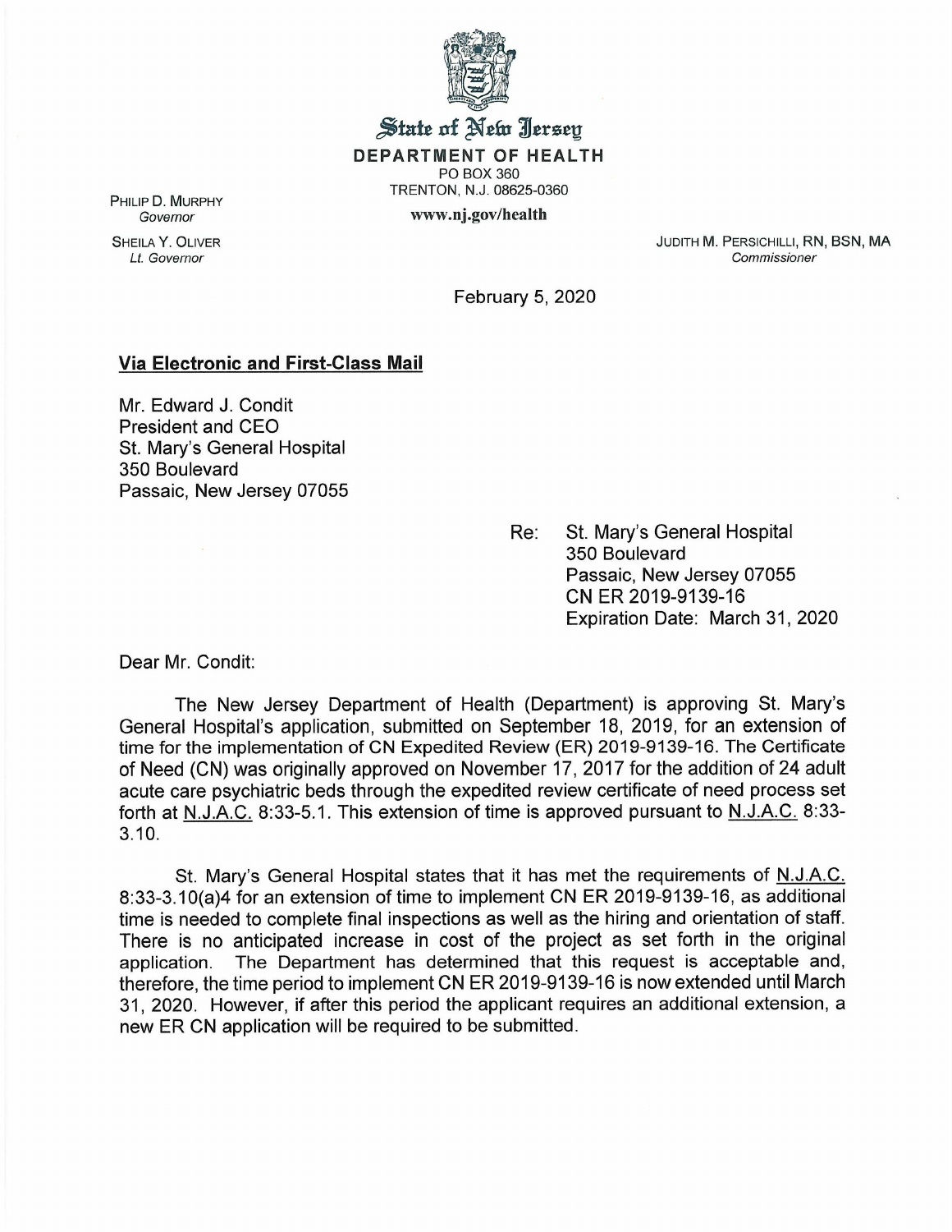# State of New Jersey

**DEPARTMENT OF HEALTH**
PO BOX 360
TRENTON, N.J. 08625-0360
**www.nj.gov/health**

PHILIP D. MURPHY
*Governor*

SHEILA Y. OLIVER
*Lt. Governor*

JUDITH M. PERSICHILLI, RN, BSN, MA
*Commissioner*

February 5, 2020

**Via Electronic and First-Class Mail**

Mr. Edward J. Condit
President and CEO
St. Mary's General Hospital
350 Boulevard
Passaic, New Jersey 07055

Re: St. Mary's General Hospital
350 Boulevard
Passaic, New Jersey 07055
CN ER 2019-9139-16
Expiration Date: March 31, 2020

Dear Mr. Condit:

The New Jersey Department of Health (Department) is approving St. Mary's General Hospital's application, submitted on September 18, 2019, for an extension of time for the implementation of CN Expedited Review (ER) 2019-9139-16. The Certificate of Need (CN) was originally approved on November 17, 2017 for the addition of 24 adult acute care psychiatric beds through the expedited review certificate of need process set forth at N.J.A.C. 8:33-5.1. This extension of time is approved pursuant to N.J.A.C. 8:33-3.10.

St. Mary's General Hospital states that it has met the requirements of N.J.A.C. 8:33-3.10(a)4 for an extension of time to implement CN ER 2019-9139-16, as additional time is needed to complete final inspections as well as the hiring and orientation of staff. There is no anticipated increase in cost of the project as set forth in the original application. The Department has determined that this request is acceptable and, therefore, the time period to implement CN ER 2019-9139-16 is now extended until March 31, 2020. However, if after this period the applicant requires an additional extension, a new ER CN application will be required to be submitted.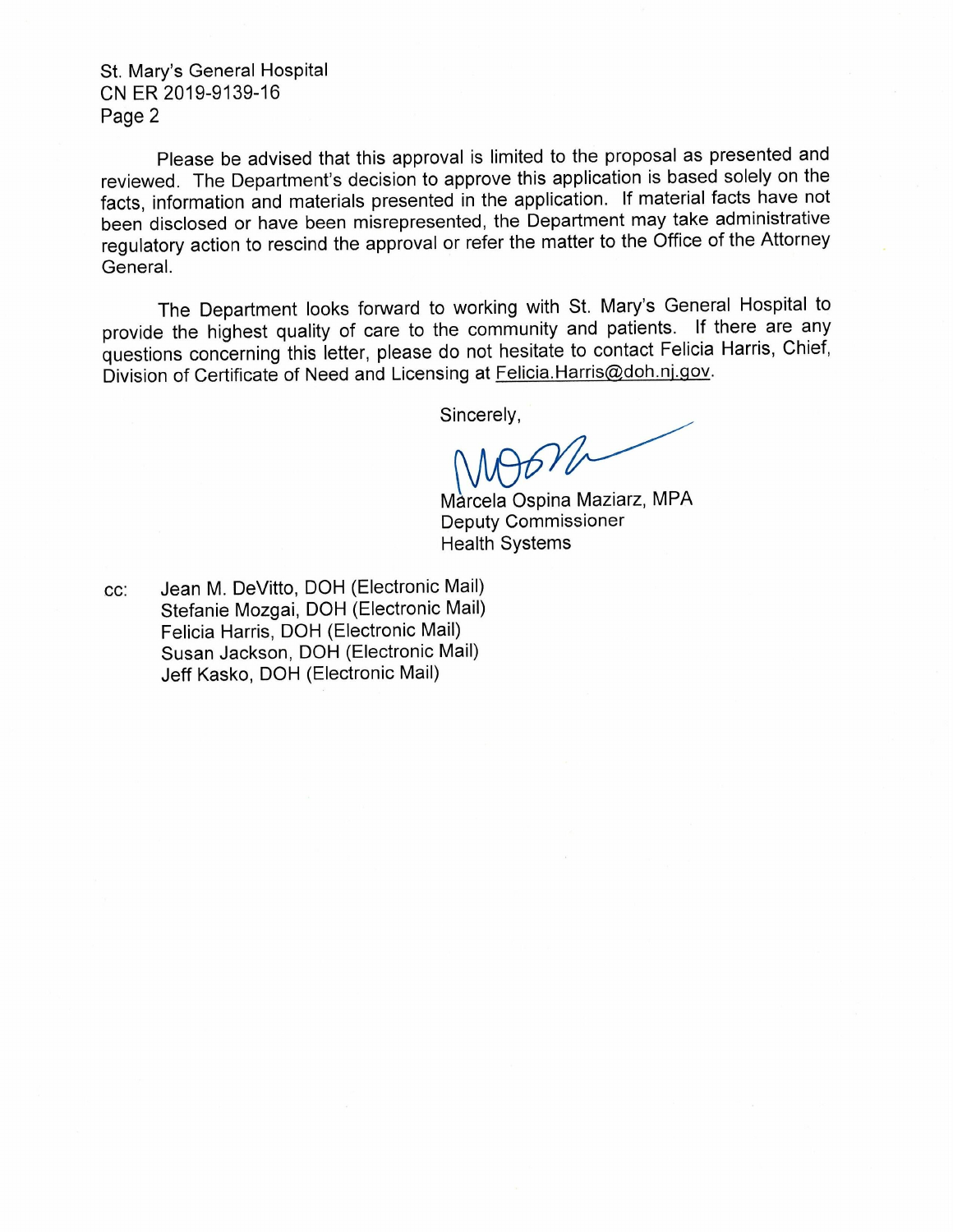St. Mary's General Hospital
CN ER 2019-9139-16
Page 2

Please be advised that this approval is limited to the proposal as presented and reviewed. The Department's decision to approve this application is based solely on the facts, information and materials presented in the application. If material facts have not been disclosed or have been misrepresented, the Department may take administrative regulatory action to rescind the approval or refer the matter to the Office of the Attorney General.

The Department looks forward to working with St. Mary's General Hospital to provide the highest quality of care to the community and patients. If there are any questions concerning this letter, please do not hesitate to contact Felicia Harris, Chief, Division of Certificate of Need and Licensing at Felicia.Harris@doh.nj.gov.

Sincerely,

Marcela Ospina Maziarz, MPA
Deputy Commissioner
Health Systems

cc: Jean M. DeVitto, DOH (Electronic Mail)
Stefanie Mozgai, DOH (Electronic Mail)
Felicia Harris, DOH (Electronic Mail)
Susan Jackson, DOH (Electronic Mail)
Jeff Kasko, DOH (Electronic Mail)